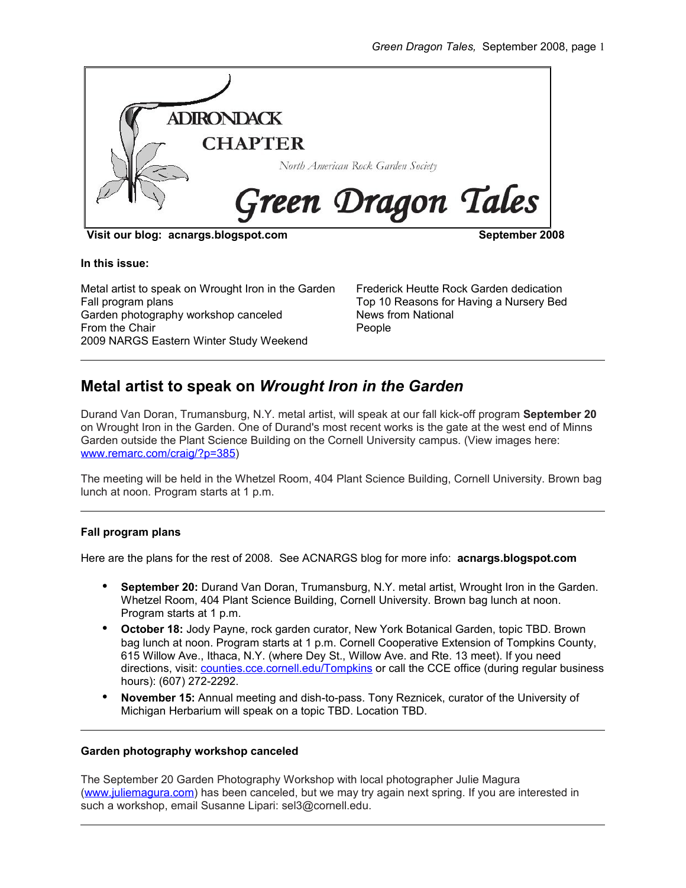ADIRONDACK

CHAPTER

North American Rock Garden Society

# Green Dragon Tales

**Visit our blog: acnargs.blogspot.com** **September 2008**

**In this issue:**

Metal artist to speak on Wrought Iron in the Garden
Fall program plans
Garden photography workshop canceled
From the Chair
2009 NARGS Eastern Winter Study Weekend
Frederick Heutte Rock Garden dedication
Top 10 Reasons for Having a Nursery Bed
News from National
People

---

## Metal artist to speak on *Wrought Iron in the Garden*

Durand Van Doran, Trumansburg, N.Y. metal artist, will speak at our fall kick-off program **September 20** on Wrought Iron in the Garden. One of Durand's most recent works is the gate at the west end of Minns Garden outside the Plant Science Building on the Cornell University campus. (View images here: www.remarc.com/craig/?p=385)

The meeting will be held in the Whetzel Room, 404 Plant Science Building, Cornell University. Brown bag lunch at noon. Program starts at 1 p.m.

---

### Fall program plans

Here are the plans for the rest of 2008. See ACNARGS blog for more info: **acnargs.blogspot.com**

- **September 20:** Durand Van Doran, Trumansburg, N.Y. metal artist, Wrought Iron in the Garden. Whetzel Room, 404 Plant Science Building, Cornell University. Brown bag lunch at noon. Program starts at 1 p.m.
- **October 18:** Jody Payne, rock garden curator, New York Botanical Garden, topic TBD. Brown bag lunch at noon. Program starts at 1 p.m. Cornell Cooperative Extension of Tompkins County, 615 Willow Ave., Ithaca, N.Y. (where Dey St., Willow Ave. and Rte. 13 meet). If you need directions, visit: counties.cce.cornell.edu/Tompkins or call the CCE office (during regular business hours): (607) 272-2292.
- **November 15:** Annual meeting and dish-to-pass. Tony Reznicek, curator of the University of Michigan Herbarium will speak on a topic TBD. Location TBD.

---

### Garden photography workshop canceled

The September 20 Garden Photography Workshop with local photographer Julie Magura (www.juliemagura.com) has been canceled, but we may try again next spring. If you are interested in such a workshop, email Susanne Lipari: sel3@cornell.edu.

---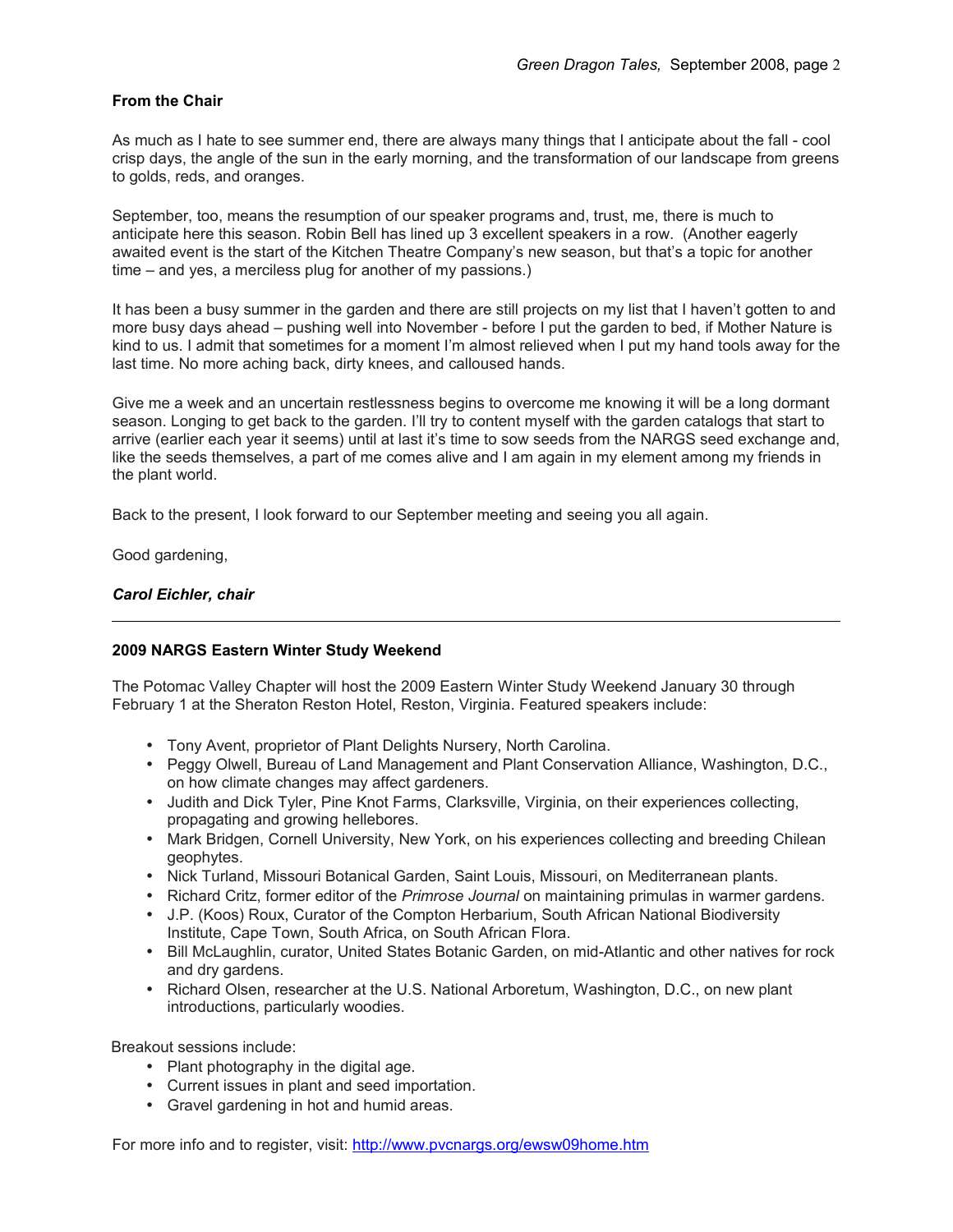## From the Chair

As much as I hate to see summer end, there are always many things that I anticipate about the fall - cool crisp days, the angle of the sun in the early morning, and the transformation of our landscape from greens to golds, reds, and oranges.

September, too, means the resumption of our speaker programs and, trust, me, there is much to anticipate here this season. Robin Bell has lined up 3 excellent speakers in a row. (Another eagerly awaited event is the start of the Kitchen Theatre Company's new season, but that's a topic for another time – and yes, a merciless plug for another of my passions.)

It has been a busy summer in the garden and there are still projects on my list that I haven't gotten to and more busy days ahead – pushing well into November - before I put the garden to bed, if Mother Nature is kind to us. I admit that sometimes for a moment I'm almost relieved when I put my hand tools away for the last time. No more aching back, dirty knees, and calloused hands.

Give me a week and an uncertain restlessness begins to overcome me knowing it will be a long dormant season. Longing to get back to the garden. I'll try to content myself with the garden catalogs that start to arrive (earlier each year it seems) until at last it's time to sow seeds from the NARGS seed exchange and, like the seeds themselves, a part of me comes alive and I am again in my element among my friends in the plant world.

Back to the present, I look forward to our September meeting and seeing you all again.

Good gardening,

***Carol Eichler, chair***

---

## 2009 NARGS Eastern Winter Study Weekend

The Potomac Valley Chapter will host the 2009 Eastern Winter Study Weekend January 30 through February 1 at the Sheraton Reston Hotel, Reston, Virginia. Featured speakers include:

- Tony Avent, proprietor of Plant Delights Nursery, North Carolina.
- Peggy Olwell, Bureau of Land Management and Plant Conservation Alliance, Washington, D.C., on how climate changes may affect gardeners.
- Judith and Dick Tyler, Pine Knot Farms, Clarksville, Virginia, on their experiences collecting, propagating and growing hellebores.
- Mark Bridgen, Cornell University, New York, on his experiences collecting and breeding Chilean geophytes.
- Nick Turland, Missouri Botanical Garden, Saint Louis, Missouri, on Mediterranean plants.
- Richard Critz, former editor of the *Primrose Journal* on maintaining primulas in warmer gardens.
- J.P. (Koos) Roux, Curator of the Compton Herbarium, South African National Biodiversity Institute, Cape Town, South Africa, on South African Flora.
- Bill McLaughlin, curator, United States Botanic Garden, on mid-Atlantic and other natives for rock and dry gardens.
- Richard Olsen, researcher at the U.S. National Arboretum, Washington, D.C., on new plant introductions, particularly woodies.

Breakout sessions include:

- Plant photography in the digital age.
- Current issues in plant and seed importation.
- Gravel gardening in hot and humid areas.

For more info and to register, visit: http://www.pvcnargs.org/ewsw09home.htm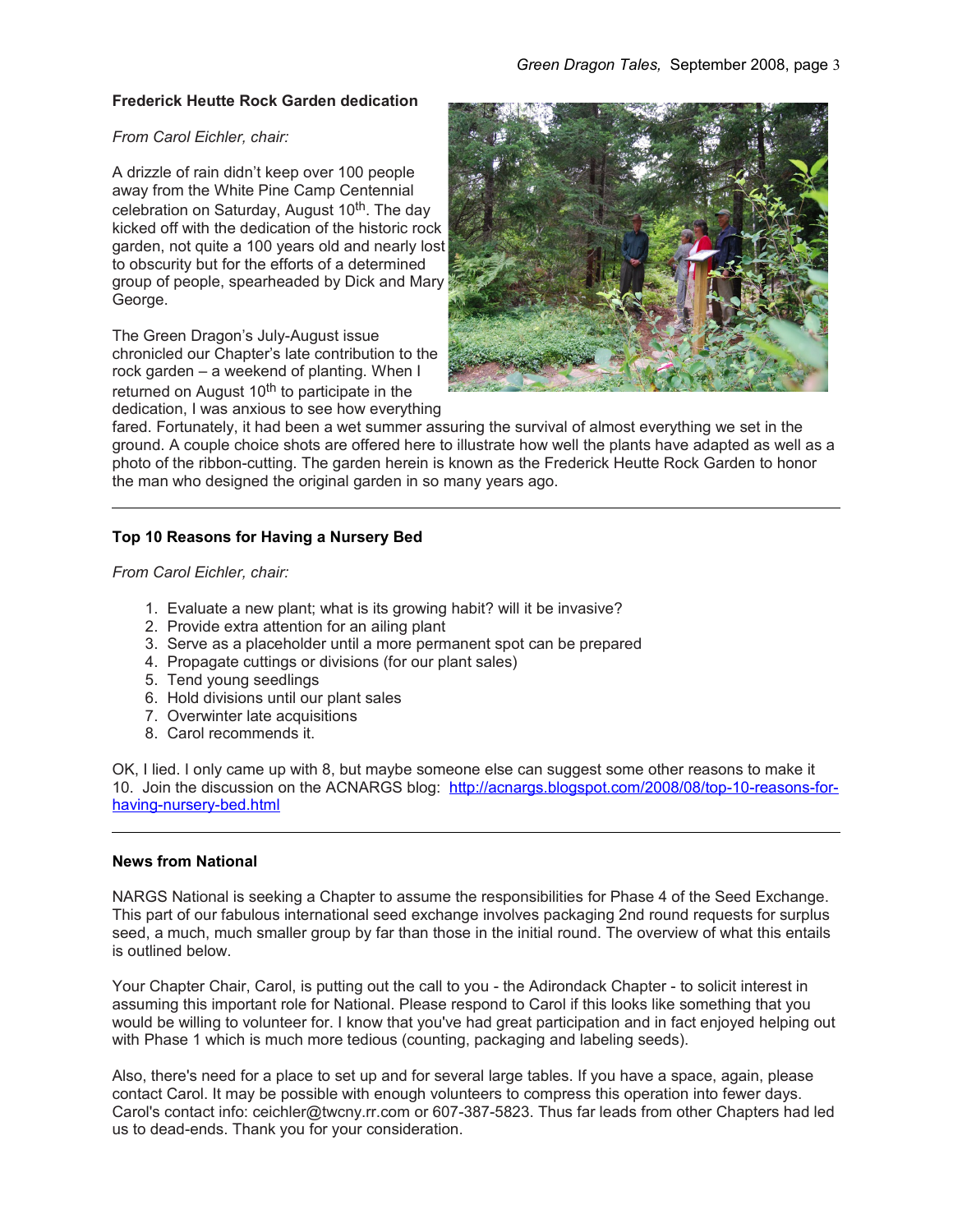### Frederick Heutte Rock Garden dedication

*From Carol Eichler, chair:*

A drizzle of rain didn't keep over 100 people away from the White Pine Camp Centennial celebration on Saturday, August 10th. The day kicked off with the dedication of the historic rock garden, not quite a 100 years old and nearly lost to obscurity but for the efforts of a determined group of people, spearheaded by Dick and Mary George.

The Green Dragon's July-August issue chronicled our Chapter's late contribution to the rock garden – a weekend of planting. When I returned on August 10th to participate in the dedication, I was anxious to see how everything fared. Fortunately, it had been a wet summer assuring the survival of almost everything we set in the ground. A couple choice shots are offered here to illustrate how well the plants have adapted as well as a photo of the ribbon-cutting. The garden herein is known as the Frederick Heutte Rock Garden to honor the man who designed the original garden in so many years ago.

---

### Top 10 Reasons for Having a Nursery Bed

*From Carol Eichler, chair:*

1. Evaluate a new plant; what is its growing habit? will it be invasive?
2. Provide extra attention for an ailing plant
3. Serve as a placeholder until a more permanent spot can be prepared
4. Propagate cuttings or divisions (for our plant sales)
5. Tend young seedlings
6. Hold divisions until our plant sales
7. Overwinter late acquisitions
8. Carol recommends it.

OK, I lied. I only came up with 8, but maybe someone else can suggest some other reasons to make it 10. Join the discussion on the ACNARGS blog: [http://acnargs.blogspot.com/2008/08/top-10-reasons-for-having-nursery-bed.html](http://acnargs.blogspot.com/2008/08/top-10-reasons-for-having-nursery-bed.html)

---

### News from National

NARGS National is seeking a Chapter to assume the responsibilities for Phase 4 of the Seed Exchange. This part of our fabulous international seed exchange involves packaging 2nd round requests for surplus seed, a much, much smaller group by far than those in the initial round. The overview of what this entails is outlined below.

Your Chapter Chair, Carol, is putting out the call to you - the Adirondack Chapter - to solicit interest in assuming this important role for National. Please respond to Carol if this looks like something that you would be willing to volunteer for. I know that you've had great participation and in fact enjoyed helping out with Phase 1 which is much more tedious (counting, packaging and labeling seeds).

Also, there's need for a place to set up and for several large tables. If you have a space, again, please contact Carol. It may be possible with enough volunteers to compress this operation into fewer days. Carol's contact info: ceichler@twcny.rr.com or 607-387-5823. Thus far leads from other Chapters had led us to dead-ends. Thank you for your consideration.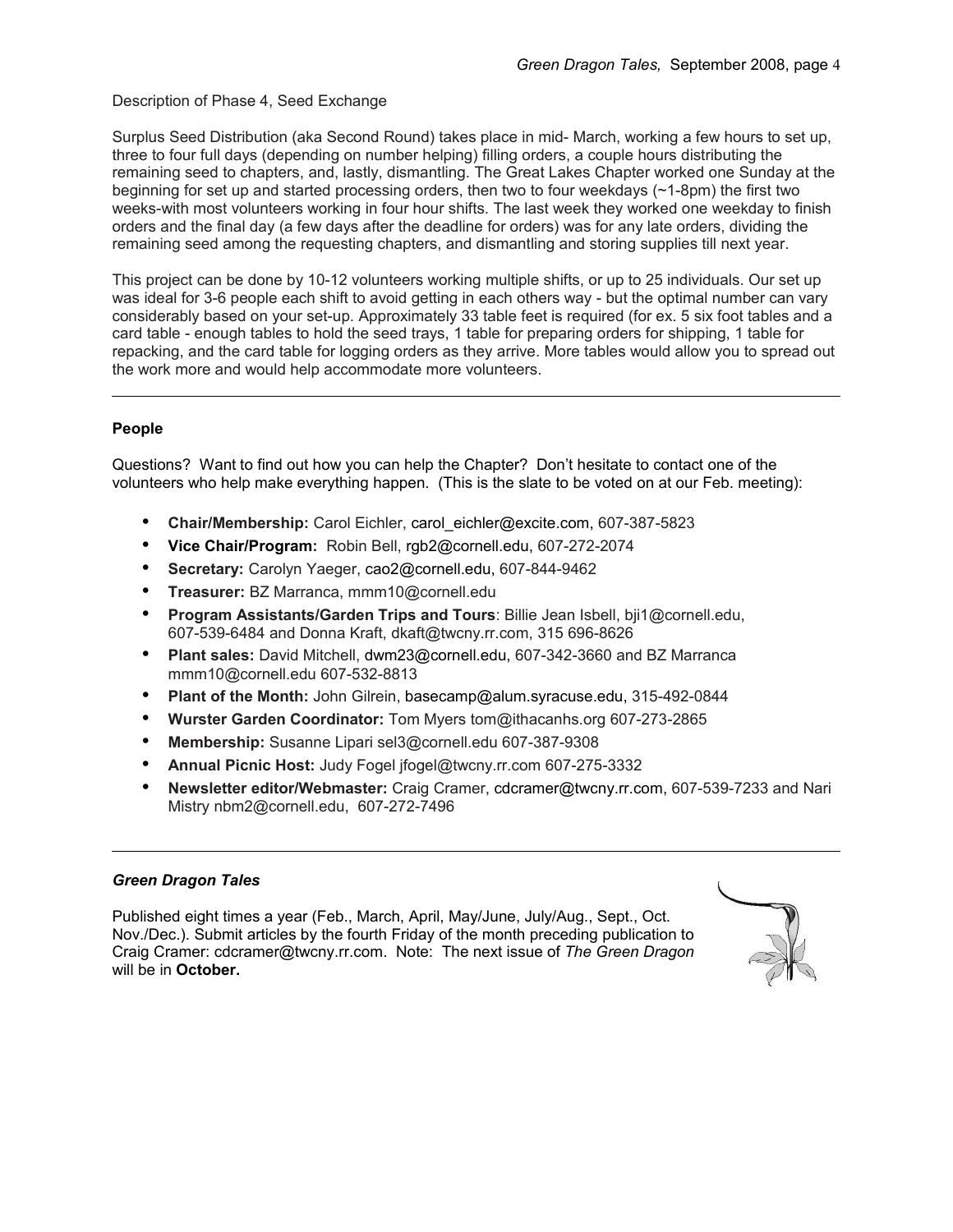Description of Phase 4, Seed Exchange

Surplus Seed Distribution (aka Second Round) takes place in mid- March, working a few hours to set up, three to four full days (depending on number helping) filling orders, a couple hours distributing the remaining seed to chapters, and, lastly, dismantling. The Great Lakes Chapter worked one Sunday at the beginning for set up and started processing orders, then two to four weekdays (~1-8pm) the first two weeks-with most volunteers working in four hour shifts. The last week they worked one weekday to finish orders and the final day (a few days after the deadline for orders) was for any late orders, dividing the remaining seed among the requesting chapters, and dismantling and storing supplies till next year.

This project can be done by 10-12 volunteers working multiple shifts, or up to 25 individuals. Our set up was ideal for 3-6 people each shift to avoid getting in each others way - but the optimal number can vary considerably based on your set-up. Approximately 33 table feet is required (for ex. 5 six foot tables and a card table - enough tables to hold the seed trays, 1 table for preparing orders for shipping, 1 table for repacking, and the card table for logging orders as they arrive. More tables would allow you to spread out the work more and would help accommodate more volunteers.

---

**People**

Questions? Want to find out how you can help the Chapter? Don't hesitate to contact one of the volunteers who help make everything happen. (This is the slate to be voted on at our Feb. meeting):

- **Chair/Membership:** Carol Eichler, carol_eichler@excite.com, 607-387-5823
- **Vice Chair/Program:** Robin Bell, rgb2@cornell.edu, 607-272-2074
- **Secretary:** Carolyn Yaeger, cao2@cornell.edu, 607-844-9462
- **Treasurer:** BZ Marranca, mmm10@cornell.edu
- **Program Assistants/Garden Trips and Tours**: Billie Jean Isbell, bji1@cornell.edu, 607-539-6484 and Donna Kraft, dkaft@twcny.rr.com, 315 696-8626
- **Plant sales:** David Mitchell, dwm23@cornell.edu, 607-342-3660 and BZ Marranca mmm10@cornell.edu 607-532-8813
- **Plant of the Month:** John Gilrein, basecamp@alum.syracuse.edu, 315-492-0844
- **Wurster Garden Coordinator:** Tom Myers tom@ithacanhs.org 607-273-2865
- **Membership:** Susanne Lipari sel3@cornell.edu 607-387-9308
- **Annual Picnic Host:** Judy Fogel jfogel@twcny.rr.com 607-275-3332
- **Newsletter editor/Webmaster:** Craig Cramer, cdcramer@twcny.rr.com, 607-539-7233 and Nari Mistry nbm2@cornell.edu, 607-272-7496

---

***Green Dragon Tales***

Published eight times a year (Feb., March, April, May/June, July/Aug., Sept., Oct. Nov./Dec.). Submit articles by the fourth Friday of the month preceding publication to Craig Cramer: cdcramer@twcny.rr.com. Note: The next issue of *The Green Dragon* will be in **October.**